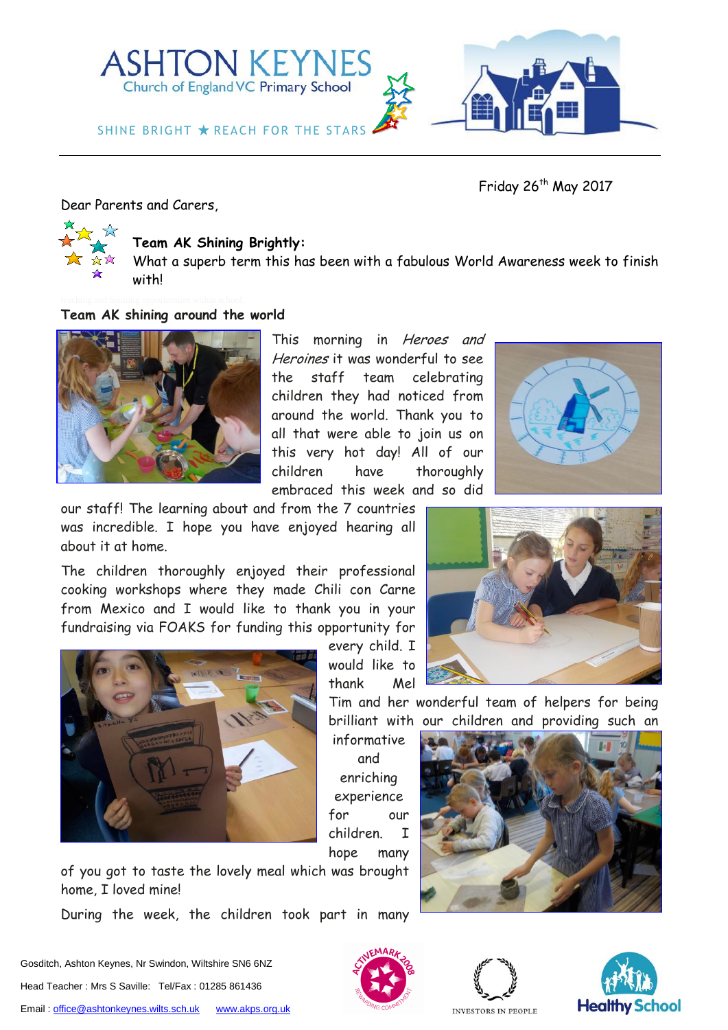# ASHTON KEYNES

Church of England VC Primary School

SHINE BRIGHT ★ REACH FOR THE STARS

Friday 26th May 2017

Dear Parents and Carers,

**Team AK Shining Brightly:**

What a superb term this has been with a fabulous World Awareness week to finish with!

**Team AK shining around the world**

This morning in *Heroes and Heroines* it was wonderful to see the staff team celebrating children they had noticed from around the world. Thank you to all that were able to join us on this very hot day! All of our children have thoroughly embraced this week and so did our staff! The learning about and from the 7 countries was incredible. I hope you have enjoyed hearing all about it at home.

The children thoroughly enjoyed their professional cooking workshops where they made Chili con Carne from Mexico and I would like to thank you in your fundraising via FOAKS for funding this opportunity for every child. I would like to thank Mel Tim and her wonderful team of helpers for being brilliant with our children and providing such an informative and enriching experience for our children. I hope many of you got to taste the lovely meal which was brought home, I loved mine!

During the week, the children took part in many

Gosditch, Ashton Keynes, Nr Swindon, Wiltshire SN6 6NZ

Head Teacher : Mrs S Saville: Tel/Fax : 01285 861436

Email : office@ashtonkeynes.wilts.sch.uk www.akps.org.uk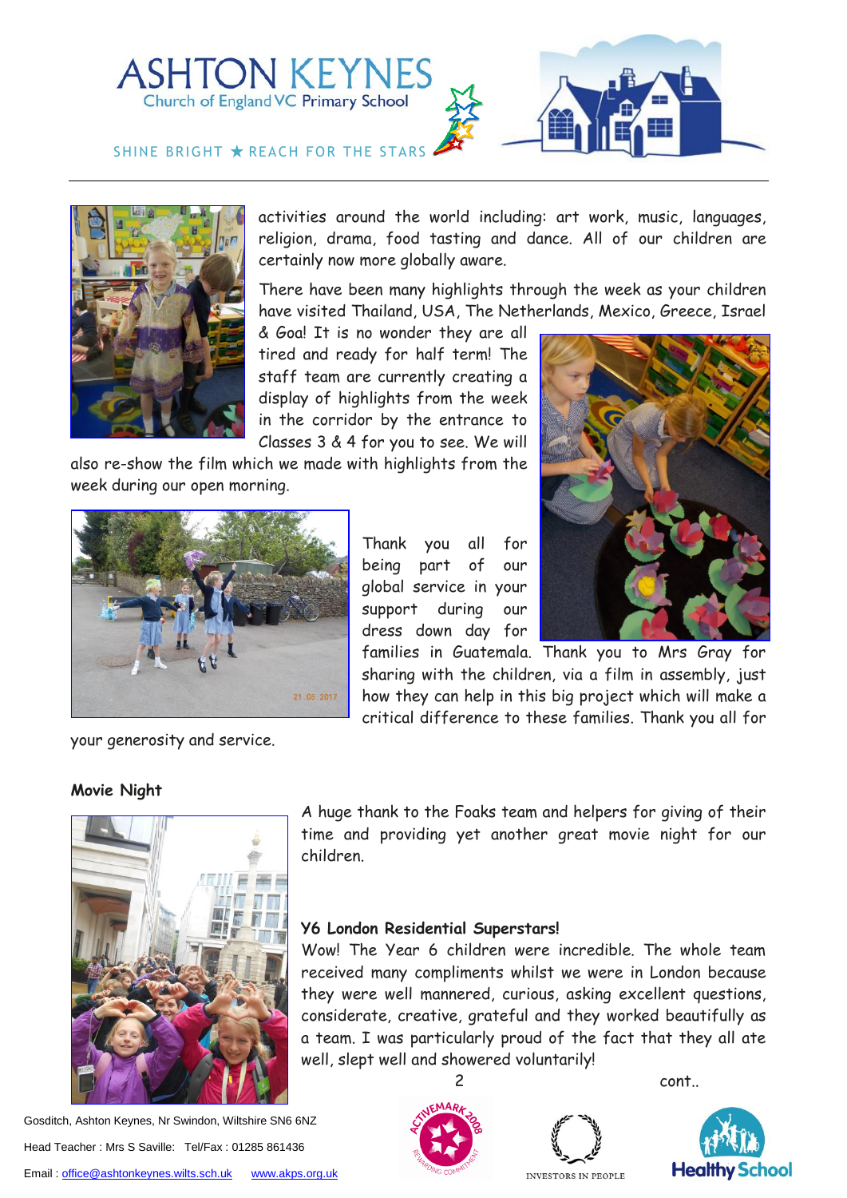activities around the world including: art work, music, languages, religion, drama, food tasting and dance. All of our children are certainly now more globally aware.

There have been many highlights through the week as your children have visited Thailand, USA, The Netherlands, Mexico, Greece, Israel & Goa! It is no wonder they are all tired and ready for half term! The staff team are currently creating a display of highlights from the week in the corridor by the entrance to Classes 3 & 4 for you to see. We will also re-show the film which we made with highlights from the week during our open morning.

Thank you all for being part of our global service in your support during our dress down day for families in Guatemala. Thank you to Mrs Gray for sharing with the children, via a film in assembly, just how they can help in this big project which will make a critical difference to these families. Thank you all for your generosity and service.

**Movie Night**

A huge thank to the Foaks team and helpers for giving of their time and providing yet another great movie night for our children.

**Y6 London Residential Superstars!**

Wow! The Year 6 children were incredible. The whole team received many compliments whilst we were in London because they were well mannered, curious, asking excellent questions, considerate, creative, grateful and they worked beautifully as a team. I was particularly proud of the fact that they all ate well, slept well and showered voluntarily!

cont..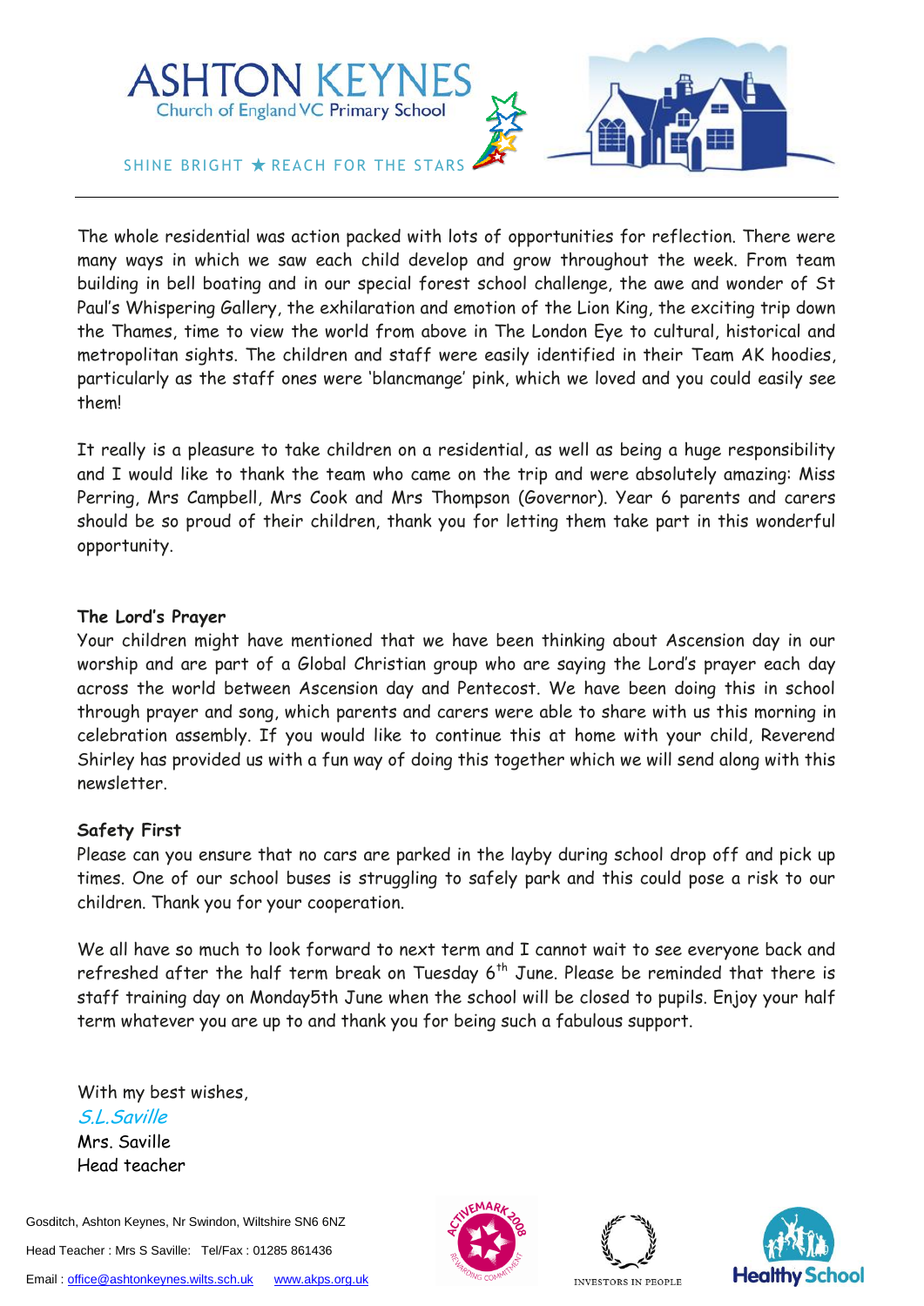The whole residential was action packed with lots of opportunities for reflection. There were many ways in which we saw each child develop and grow throughout the week. From team building in bell boating and in our special forest school challenge, the awe and wonder of St Paul's Whispering Gallery, the exhilaration and emotion of the Lion King, the exciting trip down the Thames, time to view the world from above in The London Eye to cultural, historical and metropolitan sights. The children and staff were easily identified in their Team AK hoodies, particularly as the staff ones were 'blancmange' pink, which we loved and you could easily see them!

It really is a pleasure to take children on a residential, as well as being a huge responsibility and I would like to thank the team who came on the trip and were absolutely amazing: Miss Perring, Mrs Campbell, Mrs Cook and Mrs Thompson (Governor). Year 6 parents and carers should be so proud of their children, thank you for letting them take part in this wonderful opportunity.

**The Lord's Prayer**

Your children might have mentioned that we have been thinking about Ascension day in our worship and are part of a Global Christian group who are saying the Lord's prayer each day across the world between Ascension day and Pentecost. We have been doing this in school through prayer and song, which parents and carers were able to share with us this morning in celebration assembly. If you would like to continue this at home with your child, Reverend Shirley has provided us with a fun way of doing this together which we will send along with this newsletter.

**Safety First**

Please can you ensure that no cars are parked in the layby during school drop off and pick up times. One of our school buses is struggling to safely park and this could pose a risk to our children. Thank you for your cooperation.

We all have so much to look forward to next term and I cannot wait to see everyone back and refreshed after the half term break on Tuesday 6th June. Please be reminded that there is staff training day on Monday5th June when the school will be closed to pupils. Enjoy your half term whatever you are up to and thank you for being such a fabulous support.

With my best wishes,

*S.L.Saville*

Mrs. Saville

Head teacher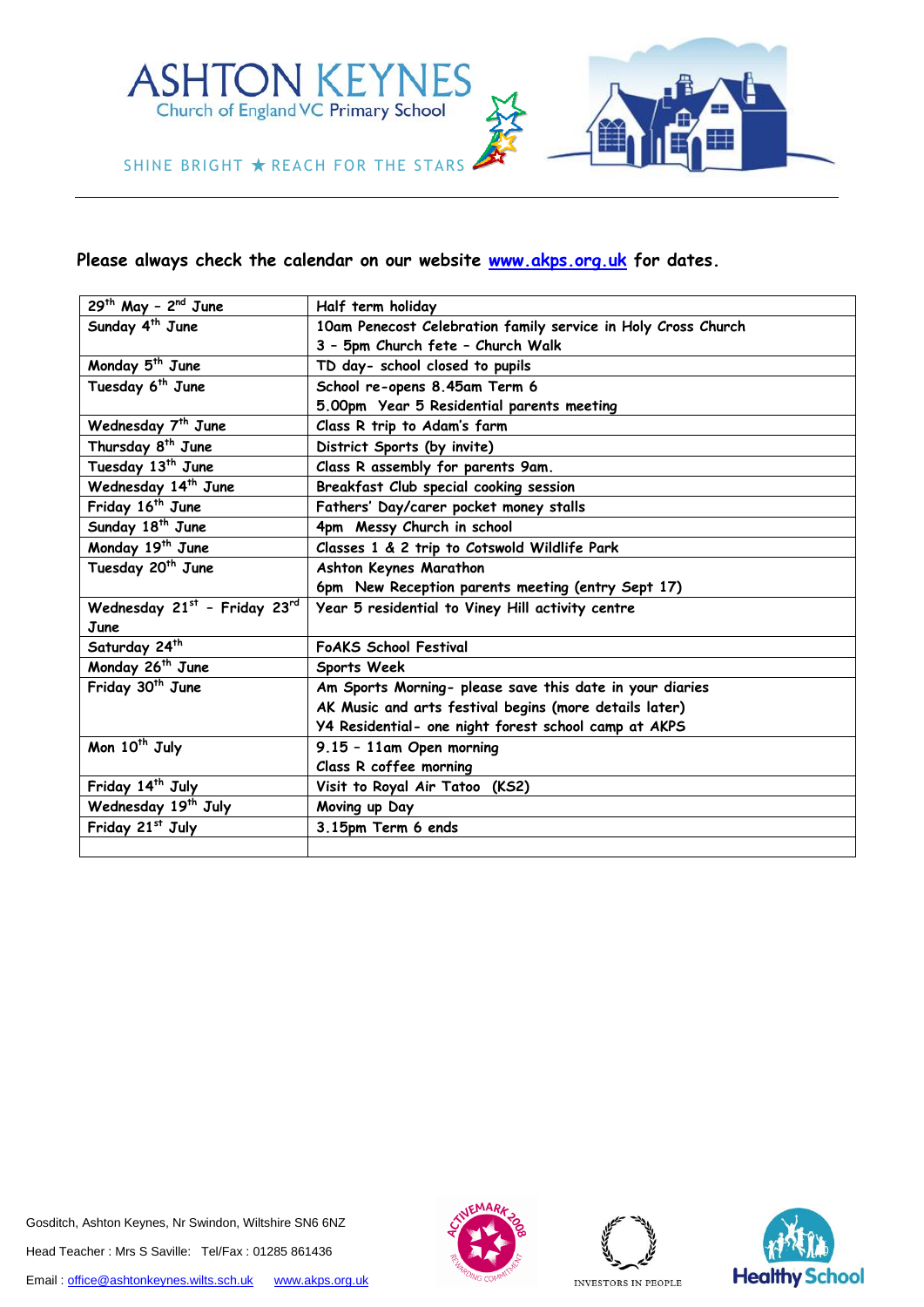ASHTON KEYNES
Church of England VC Primary School

SHINE BRIGHT ★ REACH FOR THE STARS

**Please always check the calendar on our website [www.akps.org.uk](http://www.akps.org.uk) for dates.**

| | |
|---|---|
| 29th May – 2nd June | Half term holiday |
| Sunday 4th June | 10am Penecost Celebration family service in Holy Cross Church<br>3 – 5pm Church fete – Church Walk |
| Monday 5th June | TD day- school closed to pupils |
| Tuesday 6th June | School re-opens 8.45am Term 6<br>5.00pm Year 5 Residential parents meeting |
| Wednesday 7th June | Class R trip to Adam's farm |
| Thursday 8th June | District Sports (by invite) |
| Tuesday 13th June | Class R assembly for parents 9am. |
| Wednesday 14th June | Breakfast Club special cooking session |
| Friday 16th June | Fathers' Day/carer pocket money stalls |
| Sunday 18th June | 4pm Messy Church in school |
| Monday 19th June | Classes 1 & 2 trip to Cotswold Wildlife Park |
| Tuesday 20th June | Ashton Keynes Marathon<br>6pm New Reception parents meeting (entry Sept 17) |
| Wednesday 21st - Friday 23rd June | Year 5 residential to Viney Hill activity centre |
| Saturday 24th | FoAKS School Festival |
| Monday 26th June | Sports Week |
| Friday 30th June | Am Sports Morning- please save this date in your diaries<br>AK Music and arts festival begins (more details later)<br>Y4 Residential- one night forest school camp at AKPS |
| Mon 10th July | 9.15 – 11am Open morning<br>Class R coffee morning |
| Friday 14th July | Visit to Royal Air Tatoo (KS2) |
| Wednesday 19th July | Moving up Day |
| Friday 21st July | 3.15pm Term 6 ends |
| | |

Gosditch, Ashton Keynes, Nr Swindon, Wiltshire SN6 6NZ

Head Teacher : Mrs S Saville: Tel/Fax : 01285 861436

Email : [office@ashtonkeynes.wilts.sch.uk](mailto:office@ashtonkeynes.wilts.sch.uk) [www.akps.org.uk](http://www.akps.org.uk)

ACTIVEMARK 2008 – REWARDING COMMITMENT

INVESTORS IN PEOPLE

Healthy School